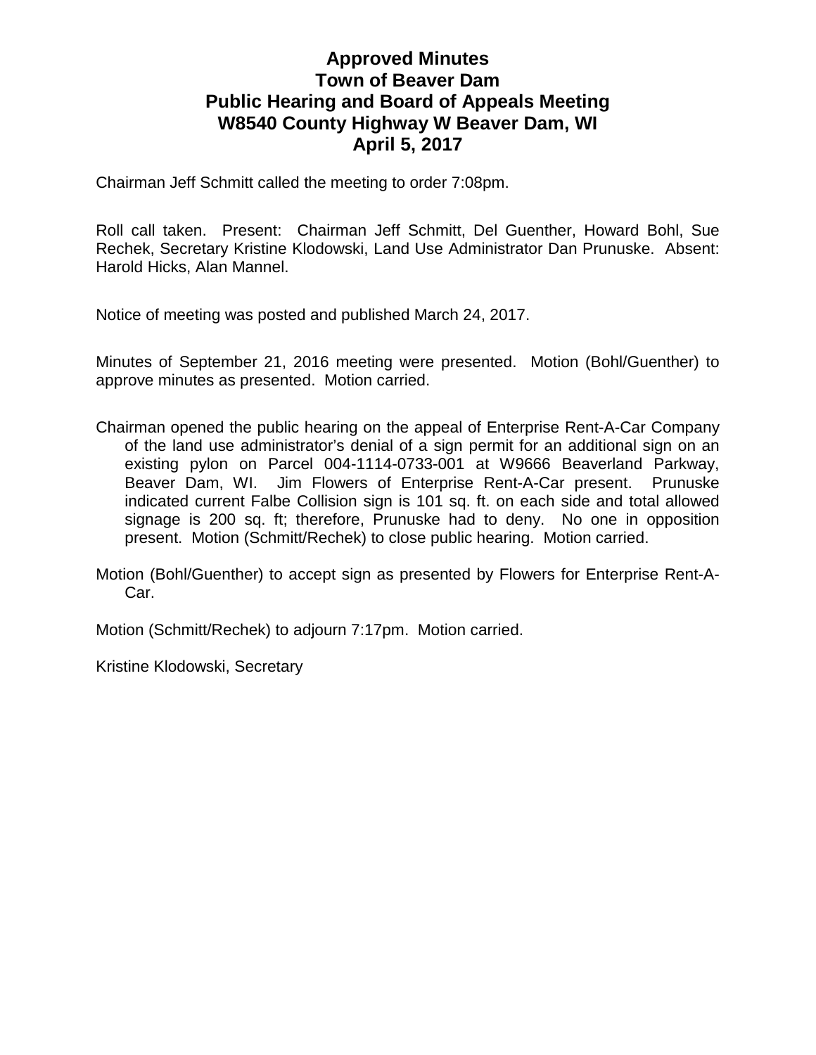# Approved Minutes
# Town of Beaver Dam
# Public Hearing and Board of Appeals Meeting
# W8540 County Highway W Beaver Dam, WI
# April 5, 2017

Chairman Jeff Schmitt called the meeting to order 7:08pm.

Roll call taken. Present: Chairman Jeff Schmitt, Del Guenther, Howard Bohl, Sue Rechek, Secretary Kristine Klodowski, Land Use Administrator Dan Prunuske. Absent: Harold Hicks, Alan Mannel.

Notice of meeting was posted and published March 24, 2017.

Minutes of September 21, 2016 meeting were presented. Motion (Bohl/Guenther) to approve minutes as presented. Motion carried.

Chairman opened the public hearing on the appeal of Enterprise Rent-A-Car Company of the land use administrator's denial of a sign permit for an additional sign on an existing pylon on Parcel 004-1114-0733-001 at W9666 Beaverland Parkway, Beaver Dam, WI. Jim Flowers of Enterprise Rent-A-Car present. Prunuske indicated current Falbe Collision sign is 101 sq. ft. on each side and total allowed signage is 200 sq. ft; therefore, Prunuske had to deny. No one in opposition present. Motion (Schmitt/Rechek) to close public hearing. Motion carried.

Motion (Bohl/Guenther) to accept sign as presented by Flowers for Enterprise Rent-A-Car.

Motion (Schmitt/Rechek) to adjourn 7:17pm. Motion carried.

Kristine Klodowski, Secretary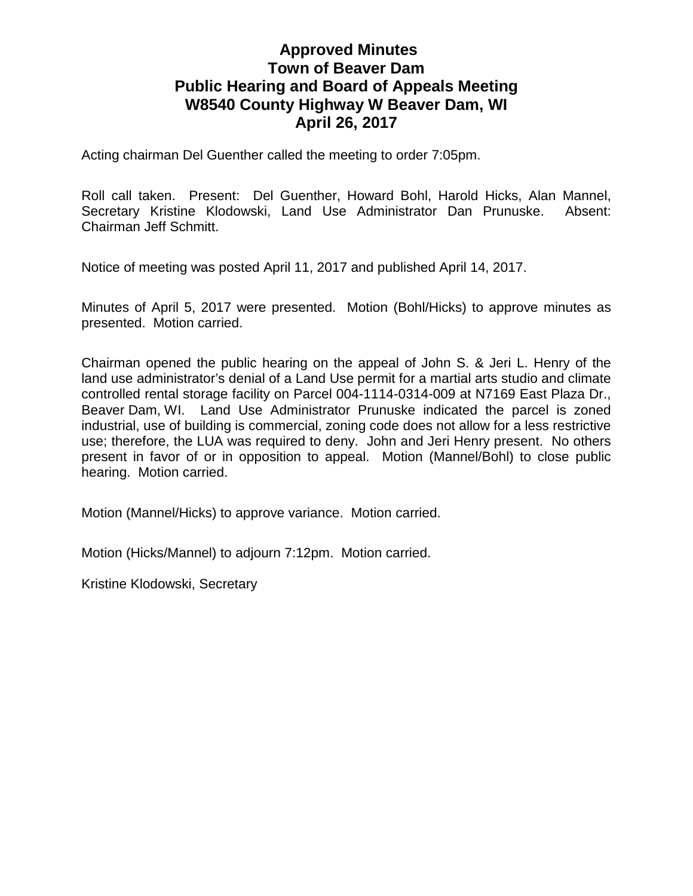# Approved Minutes
# Town of Beaver Dam
# Public Hearing and Board of Appeals Meeting
# W8540 County Highway W Beaver Dam, WI
# April 26, 2017

Acting chairman Del Guenther called the meeting to order 7:05pm.

Roll call taken. Present: Del Guenther, Howard Bohl, Harold Hicks, Alan Mannel, Secretary Kristine Klodowski, Land Use Administrator Dan Prunuske. Absent: Chairman Jeff Schmitt.

Notice of meeting was posted April 11, 2017 and published April 14, 2017.

Minutes of April 5, 2017 were presented. Motion (Bohl/Hicks) to approve minutes as presented. Motion carried.

Chairman opened the public hearing on the appeal of John S. & Jeri L. Henry of the land use administrator's denial of a Land Use permit for a martial arts studio and climate controlled rental storage facility on Parcel 004-1114-0314-009 at N7169 East Plaza Dr., Beaver Dam, WI. Land Use Administrator Prunuske indicated the parcel is zoned industrial, use of building is commercial, zoning code does not allow for a less restrictive use; therefore, the LUA was required to deny. John and Jeri Henry present. No others present in favor of or in opposition to appeal. Motion (Mannel/Bohl) to close public hearing. Motion carried.

Motion (Mannel/Hicks) to approve variance. Motion carried.

Motion (Hicks/Mannel) to adjourn 7:12pm. Motion carried.

Kristine Klodowski, Secretary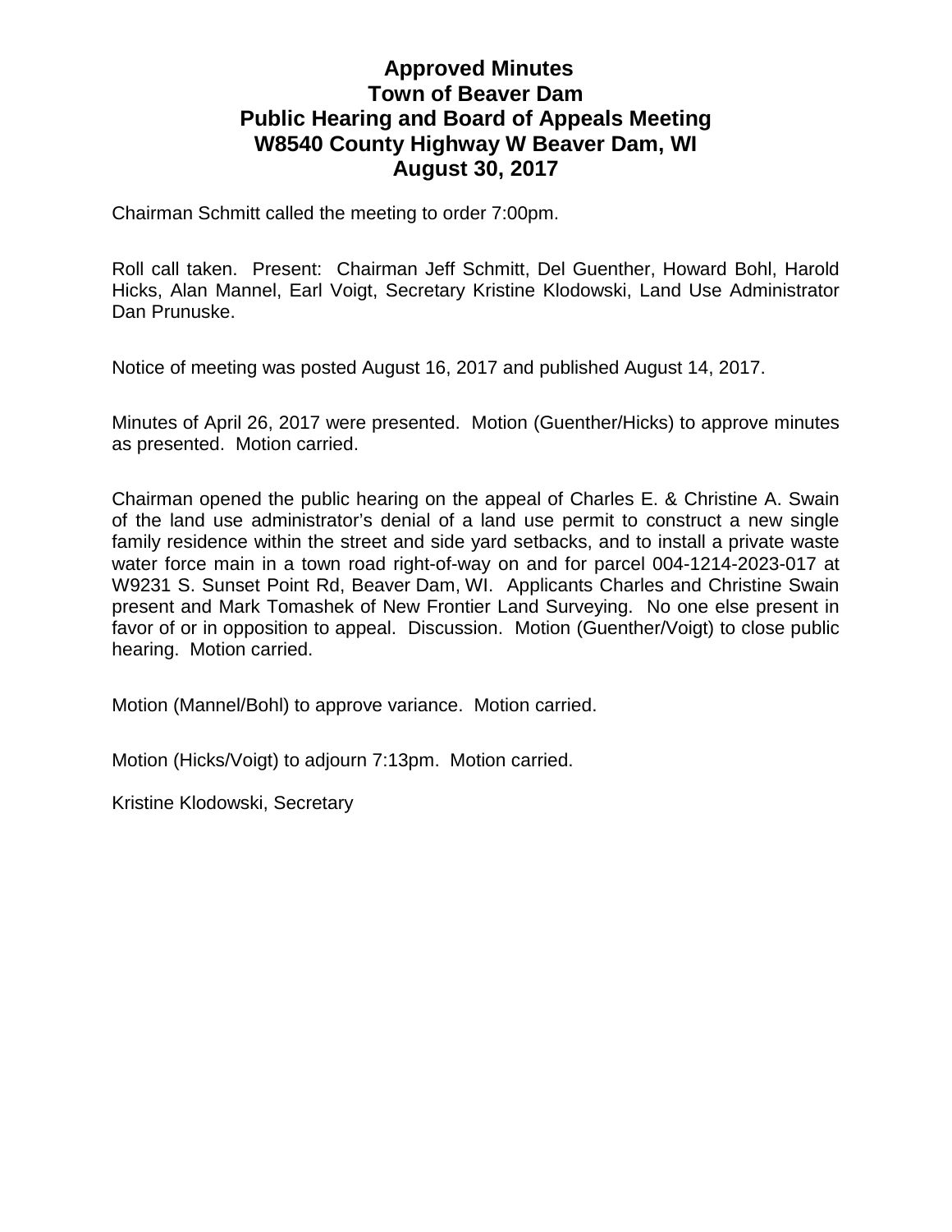# Approved Minutes
# Town of Beaver Dam
# Public Hearing and Board of Appeals Meeting
# W8540 County Highway W Beaver Dam, WI
# August 30, 2017

Chairman Schmitt called the meeting to order 7:00pm.

Roll call taken. Present: Chairman Jeff Schmitt, Del Guenther, Howard Bohl, Harold Hicks, Alan Mannel, Earl Voigt, Secretary Kristine Klodowski, Land Use Administrator Dan Prunuske.

Notice of meeting was posted August 16, 2017 and published August 14, 2017.

Minutes of April 26, 2017 were presented. Motion (Guenther/Hicks) to approve minutes as presented. Motion carried.

Chairman opened the public hearing on the appeal of Charles E. & Christine A. Swain of the land use administrator's denial of a land use permit to construct a new single family residence within the street and side yard setbacks, and to install a private waste water force main in a town road right-of-way on and for parcel 004-1214-2023-017 at W9231 S. Sunset Point Rd, Beaver Dam, WI. Applicants Charles and Christine Swain present and Mark Tomashek of New Frontier Land Surveying. No one else present in favor of or in opposition to appeal. Discussion. Motion (Guenther/Voigt) to close public hearing. Motion carried.

Motion (Mannel/Bohl) to approve variance. Motion carried.

Motion (Hicks/Voigt) to adjourn 7:13pm. Motion carried.

Kristine Klodowski, Secretary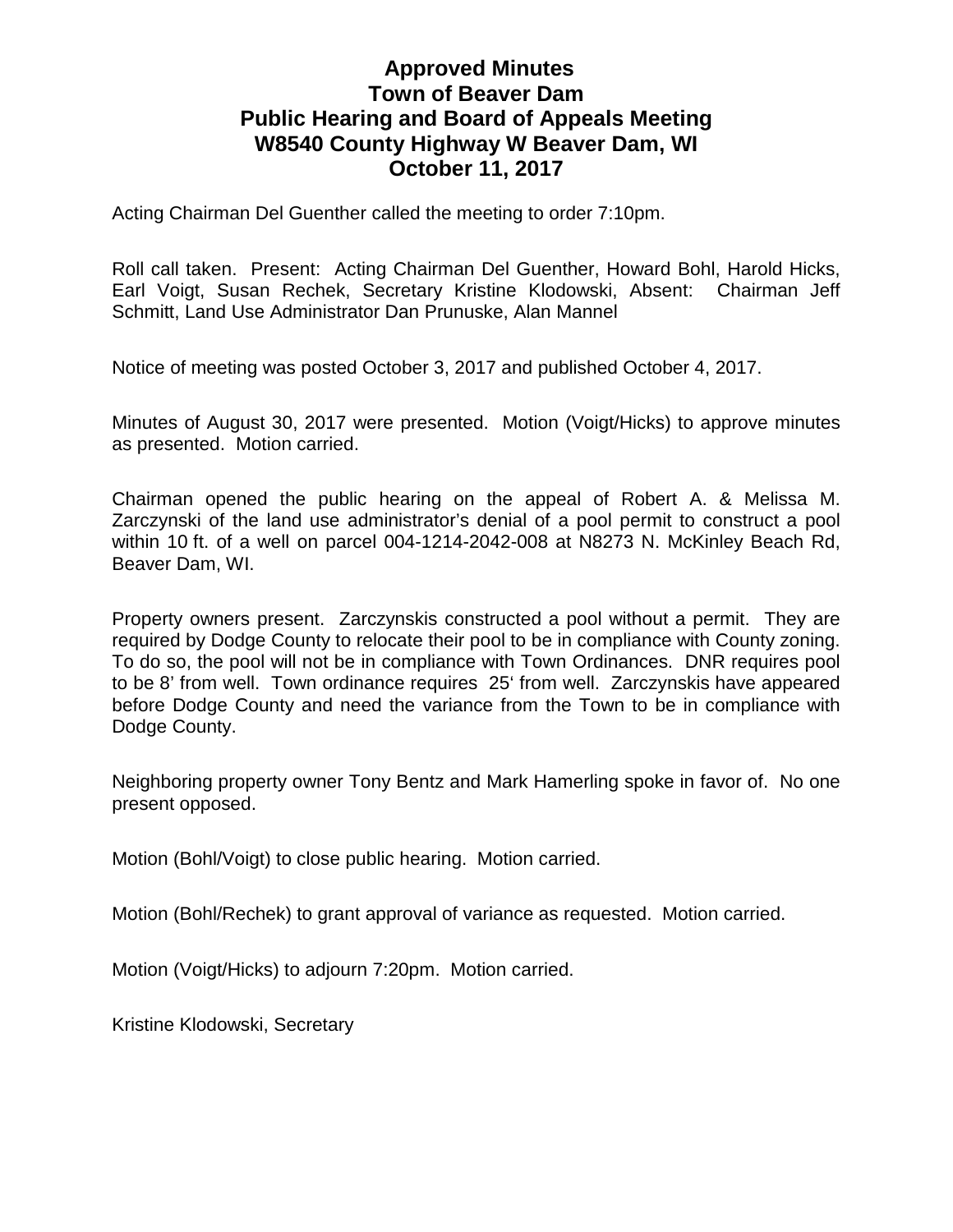# Approved Minutes
# Town of Beaver Dam
# Public Hearing and Board of Appeals Meeting
# W8540 County Highway W Beaver Dam, WI
# October 11, 2017

Acting Chairman Del Guenther called the meeting to order 7:10pm.

Roll call taken. Present: Acting Chairman Del Guenther, Howard Bohl, Harold Hicks, Earl Voigt, Susan Rechek, Secretary Kristine Klodowski, Absent: Chairman Jeff Schmitt, Land Use Administrator Dan Prunuske, Alan Mannel

Notice of meeting was posted October 3, 2017 and published October 4, 2017.

Minutes of August 30, 2017 were presented. Motion (Voigt/Hicks) to approve minutes as presented. Motion carried.

Chairman opened the public hearing on the appeal of Robert A. & Melissa M. Zarczynski of the land use administrator's denial of a pool permit to construct a pool within 10 ft. of a well on parcel 004-1214-2042-008 at N8273 N. McKinley Beach Rd, Beaver Dam, WI.

Property owners present. Zarczynskis constructed a pool without a permit. They are required by Dodge County to relocate their pool to be in compliance with County zoning. To do so, the pool will not be in compliance with Town Ordinances. DNR requires pool to be 8' from well. Town ordinance requires 25' from well. Zarczynskis have appeared before Dodge County and need the variance from the Town to be in compliance with Dodge County.

Neighboring property owner Tony Bentz and Mark Hamerling spoke in favor of. No one present opposed.

Motion (Bohl/Voigt) to close public hearing. Motion carried.

Motion (Bohl/Rechek) to grant approval of variance as requested. Motion carried.

Motion (Voigt/Hicks) to adjourn 7:20pm. Motion carried.

Kristine Klodowski, Secretary